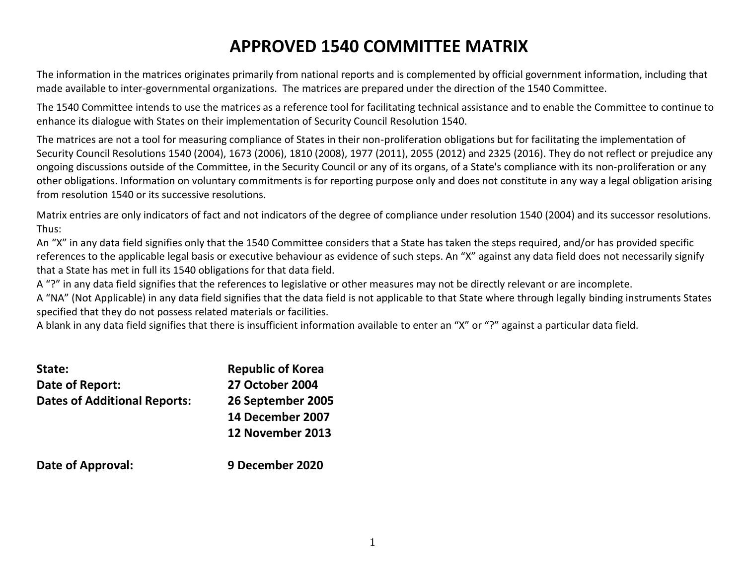# APPROVED 1540 COMMITTEE MATRIX

The information in the matrices originates primarily from national reports and is complemented by official government information, including that made available to inter-governmental organizations. The matrices are prepared under the direction of the 1540 Committee.

The 1540 Committee intends to use the matrices as a reference tool for facilitating technical assistance and to enable the Committee to continue to enhance its dialogue with States on their implementation of Security Council Resolution 1540.

The matrices are not a tool for measuring compliance of States in their non-proliferation obligations but for facilitating the implementation of Security Council Resolutions 1540 (2004), 1673 (2006), 1810 (2008), 1977 (2011), 2055 (2012) and 2325 (2016). They do not reflect or prejudice any ongoing discussions outside of the Committee, in the Security Council or any of its organs, of a State's compliance with its non-proliferation or any other obligations. Information on voluntary commitments is for reporting purpose only and does not constitute in any way a legal obligation arising from resolution 1540 or its successive resolutions.

Matrix entries are only indicators of fact and not indicators of the degree of compliance under resolution 1540 (2004) and its successor resolutions. Thus:

An "X" in any data field signifies only that the 1540 Committee considers that a State has taken the steps required, and/or has provided specific references to the applicable legal basis or executive behaviour as evidence of such steps. An "X" against any data field does not necessarily signify that a State has met in full its 1540 obligations for that data field.

A "?" in any data field signifies that the references to legislative or other measures may not be directly relevant or are incomplete.

A "NA" (Not Applicable) in any data field signifies that the data field is not applicable to that State where through legally binding instruments States specified that they do not possess related materials or facilities.

A blank in any data field signifies that there is insufficient information available to enter an "X" or "?" against a particular data field.

**State:** **Republic of Korea**

**Date of Report:** **27 October 2004**

**Dates of Additional Reports:** **26 September 2005**
**14 December 2007**
**12 November 2013**

**Date of Approval:** **9 December 2020**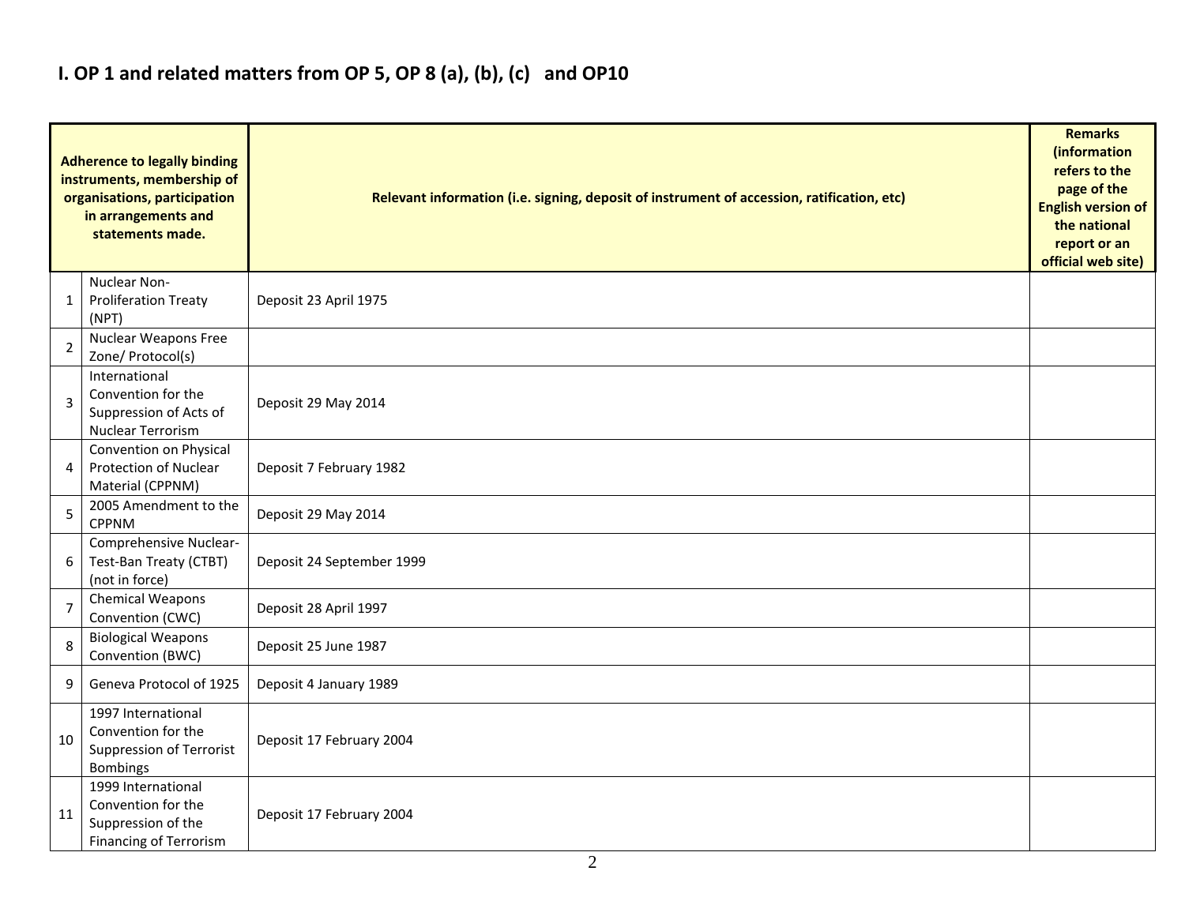## I. OP 1 and related matters from OP 5, OP 8 (a), (b), (c) and OP10

| | Adherence to legally binding instruments, membership of organisations, participation in arrangements and statements made. | Relevant information (i.e. signing, deposit of instrument of accession, ratification, etc) | Remarks (information refers to the page of the English version of the national report or an official web site) |
|---|---|---|---|
| 1 | Nuclear Non-Proliferation Treaty (NPT) | Deposit 23 April 1975 | |
| 2 | Nuclear Weapons Free Zone/ Protocol(s) | | |
| 3 | International Convention for the Suppression of Acts of Nuclear Terrorism | Deposit 29 May 2014 | |
| 4 | Convention on Physical Protection of Nuclear Material (CPPNM) | Deposit 7 February 1982 | |
| 5 | 2005 Amendment to the CPPNM | Deposit 29 May 2014 | |
| 6 | Comprehensive Nuclear-Test-Ban Treaty (CTBT) (not in force) | Deposit 24 September 1999 | |
| 7 | Chemical Weapons Convention (CWC) | Deposit 28 April 1997 | |
| 8 | Biological Weapons Convention (BWC) | Deposit 25 June 1987 | |
| 9 | Geneva Protocol of 1925 | Deposit 4 January 1989 | |
| 10 | 1997 International Convention for the Suppression of Terrorist Bombings | Deposit 17 February 2004 | |
| 11 | 1999 International Convention for the Suppression of the Financing of Terrorism | Deposit 17 February 2004 | |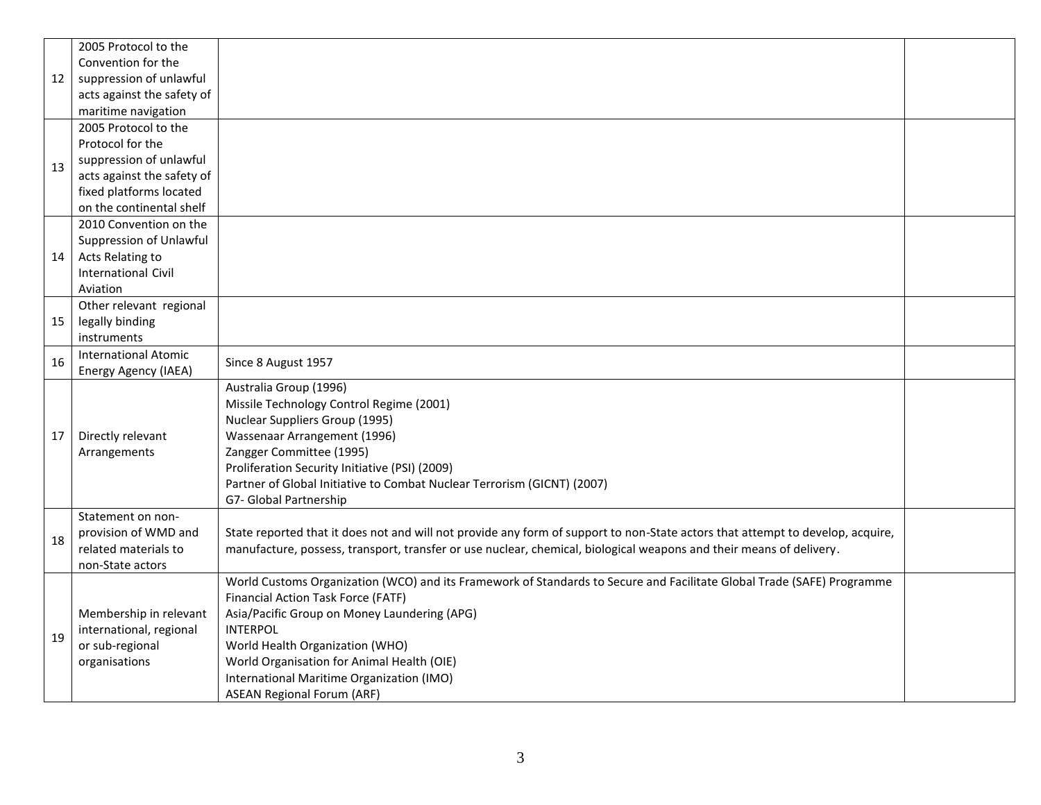| | | | |
|---|---|---|---|
| 12 | 2005 Protocol to the Convention for the suppression of unlawful acts against the safety of maritime navigation | | |
| 13 | 2005 Protocol to the Protocol for the suppression of unlawful acts against the safety of fixed platforms located on the continental shelf | | |
| 14 | 2010 Convention on the Suppression of Unlawful Acts Relating to International Civil Aviation | | |
| 15 | Other relevant regional legally binding instruments | | |
| 16 | International Atomic Energy Agency (IAEA) | Since 8 August 1957 | |
| 17 | Directly relevant Arrangements | Australia Group (1996)<br>Missile Technology Control Regime (2001)<br>Nuclear Suppliers Group (1995)<br>Wassenaar Arrangement (1996)<br>Zangger Committee (1995)<br>Proliferation Security Initiative (PSI) (2009)<br>Partner of Global Initiative to Combat Nuclear Terrorism (GICNT) (2007)<br>G7- Global Partnership | |
| 18 | Statement on non-provision of WMD and related materials to non-State actors | State reported that it does not and will not provide any form of support to non-State actors that attempt to develop, acquire, manufacture, possess, transport, transfer or use nuclear, chemical, biological weapons and their means of delivery. | |
| 19 | Membership in relevant international, regional or sub-regional organisations | World Customs Organization (WCO) and its Framework of Standards to Secure and Facilitate Global Trade (SAFE) Programme<br>Financial Action Task Force (FATF)<br>Asia/Pacific Group on Money Laundering (APG)<br>INTERPOL<br>World Health Organization (WHO)<br>World Organisation for Animal Health (OIE)<br>International Maritime Organization (IMO)<br>ASEAN Regional Forum (ARF) | |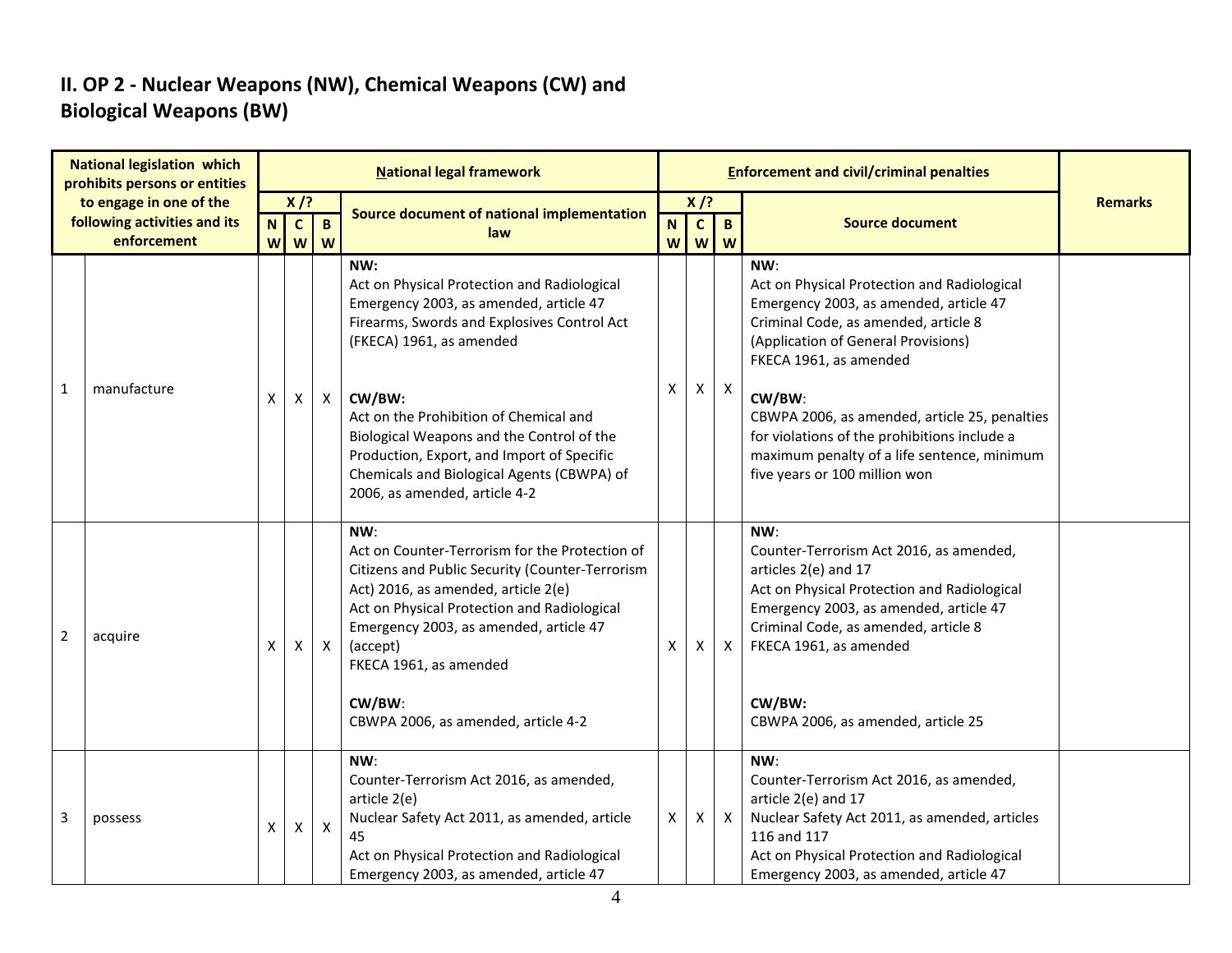## II. OP 2 - Nuclear Weapons (NW), Chemical Weapons (CW) and Biological Weapons (BW)

| | National legislation which prohibits persons or entities to engage in one of the following activities and its enforcement | National legal framework | | | | Enforcement and civil/criminal penalties | | | | Remarks |
|---|---|---|---|---|---|---|---|---|---|---|
| | | X /? | | | Source document of national implementation law | X /? | | | Source document | |
| | | NW | CW | BW | | NW | CW | BW | | |
| 1 | manufacture | X | X | X | **NW:**<br>Act on Physical Protection and Radiological Emergency 2003, as amended, article 47<br>Firearms, Swords and Explosives Control Act (FKECA) 1961, as amended<br><br>**CW/BW:**<br>Act on the Prohibition of Chemical and Biological Weapons and the Control of the Production, Export, and Import of Specific Chemicals and Biological Agents (CBWPA) of 2006, as amended, article 4-2 | X | X | X | **NW**:<br>Act on Physical Protection and Radiological Emergency 2003, as amended, article 47<br>Criminal Code, as amended, article 8 (Application of General Provisions)<br>FKECA 1961, as amended<br><br>**CW/BW**:<br>CBWPA 2006, as amended, article 25, penalties for violations of the prohibitions include a maximum penalty of a life sentence, minimum five years or 100 million won | |
| 2 | acquire | X | X | X | **NW**:<br>Act on Counter-Terrorism for the Protection of Citizens and Public Security (Counter-Terrorism Act) 2016, as amended, article 2(e)<br>Act on Physical Protection and Radiological Emergency 2003, as amended, article 47 (accept)<br>FKECA 1961, as amended<br><br>**CW/BW**:<br>CBWPA 2006, as amended, article 4-2 | X | X | X | **NW**:<br>Counter-Terrorism Act 2016, as amended, articles 2(e) and 17<br>Act on Physical Protection and Radiological Emergency 2003, as amended, article 47<br>Criminal Code, as amended, article 8<br>FKECA 1961, as amended<br><br>**CW/BW:**<br>CBWPA 2006, as amended, article 25 | |
| 3 | possess | X | X | X | **NW**:<br>Counter-Terrorism Act 2016, as amended, article 2(e)<br>Nuclear Safety Act 2011, as amended, article 45<br>Act on Physical Protection and Radiological Emergency 2003, as amended, article 47 | X | X | X | **NW**:<br>Counter-Terrorism Act 2016, as amended, article 2(e) and 17<br>Nuclear Safety Act 2011, as amended, articles 116 and 117<br>Act on Physical Protection and Radiological Emergency 2003, as amended, article 47 | |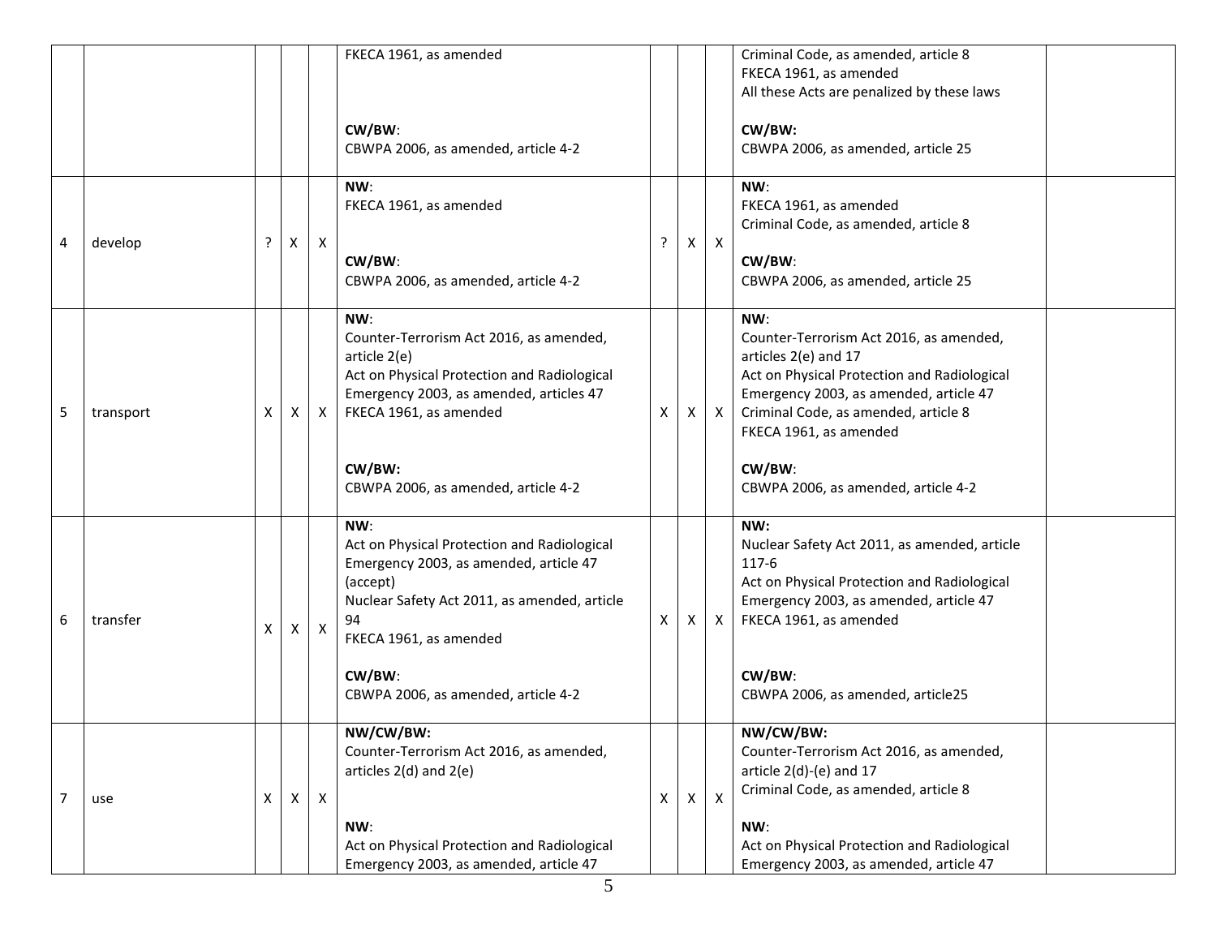|  |  |  |  |  |  |  |  |  |  |  |
|---|---|---|---|---|---|---|---|---|---|---|
|  |  |  |  |  | FKECA 1961, as amended<br><br>**CW/BW**:<br>CBWPA 2006, as amended, article 4-2 |  |  |  | Criminal Code, as amended, article 8<br>FKECA 1961, as amended<br>All these Acts are penalized by these laws<br><br>**CW/BW:**<br>CBWPA 2006, as amended, article 25 |  |
| 4 | develop | ? | X | X | **NW**:<br>FKECA 1961, as amended<br><br>**CW/BW**:<br>CBWPA 2006, as amended, article 4-2 | ? | X | X | **NW**:<br>FKECA 1961, as amended<br>Criminal Code, as amended, article 8<br><br>**CW/BW**:<br>CBWPA 2006, as amended, article 25 |  |
| 5 | transport | X | X | X | **NW**:<br>Counter-Terrorism Act 2016, as amended, article 2(e)<br>Act on Physical Protection and Radiological Emergency 2003, as amended, articles 47<br>FKECA 1961, as amended<br><br>**CW/BW:**<br>CBWPA 2006, as amended, article 4-2 | X | X | X | **NW**:<br>Counter-Terrorism Act 2016, as amended, articles 2(e) and 17<br>Act on Physical Protection and Radiological Emergency 2003, as amended, article 47<br>Criminal Code, as amended, article 8<br>FKECA 1961, as amended<br><br>**CW/BW**:<br>CBWPA 2006, as amended, article 4-2 |  |
| 6 | transfer | X | X | X | **NW**:<br>Act on Physical Protection and Radiological Emergency 2003, as amended, article 47 (accept)<br>Nuclear Safety Act 2011, as amended, article 94<br>FKECA 1961, as amended<br><br>**CW/BW**:<br>CBWPA 2006, as amended, article 4-2 | X | X | X | **NW:**<br>Nuclear Safety Act 2011, as amended, article 117-6<br>Act on Physical Protection and Radiological Emergency 2003, as amended, article 47<br>FKECA 1961, as amended<br><br>**CW/BW**:<br>CBWPA 2006, as amended, article25 |  |
| 7 | use | X | X | X | **NW/CW/BW:**<br>Counter-Terrorism Act 2016, as amended, articles 2(d) and 2(e)<br><br>**NW**:<br>Act on Physical Protection and Radiological Emergency 2003, as amended, article 47 | X | X | X | **NW/CW/BW:**<br>Counter-Terrorism Act 2016, as amended, article 2(d)-(e) and 17<br>Criminal Code, as amended, article 8<br><br>**NW**:<br>Act on Physical Protection and Radiological Emergency 2003, as amended, article 47 |  |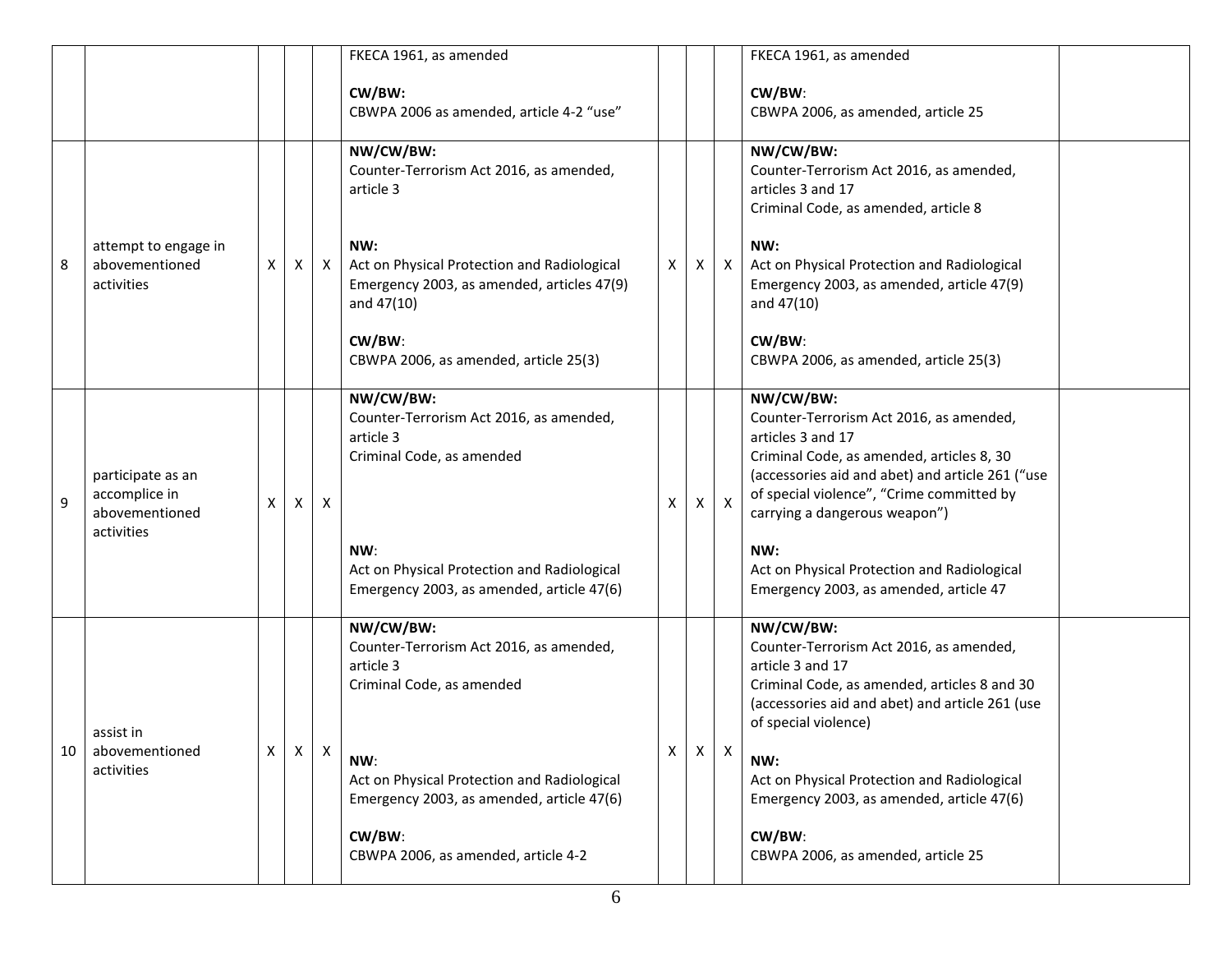| | | | | | | | | | | |
|---|---|---|---|---|---|---|---|---|---|---|
| | | | | | FKECA 1961, as amended<br><br>**CW/BW:**<br>CBWPA 2006 as amended, article 4-2 "use" | | | | FKECA 1961, as amended<br><br>**CW/BW**:<br>CBWPA 2006, as amended, article 25 | |
| 8 | attempt to engage in abovementioned activities | X | X | X | **NW/CW/BW:**<br>Counter-Terrorism Act 2016, as amended, article 3<br><br>**NW:**<br>Act on Physical Protection and Radiological Emergency 2003, as amended, articles 47(9) and 47(10)<br><br>**CW/BW**:<br>CBWPA 2006, as amended, article 25(3) | X | X | X | **NW/CW/BW:**<br>Counter-Terrorism Act 2016, as amended, articles 3 and 17<br>Criminal Code, as amended, article 8<br><br>**NW:**<br>Act on Physical Protection and Radiological Emergency 2003, as amended, article 47(9) and 47(10)<br><br>**CW/BW**:<br>CBWPA 2006, as amended, article 25(3) | |
| 9 | participate as an accomplice in abovementioned activities | X | X | X | **NW/CW/BW:**<br>Counter-Terrorism Act 2016, as amended, article 3<br>Criminal Code, as amended<br><br>**NW**:<br>Act on Physical Protection and Radiological Emergency 2003, as amended, article 47(6) | X | X | X | **NW/CW/BW:**<br>Counter-Terrorism Act 2016, as amended, articles 3 and 17<br>Criminal Code, as amended, articles 8, 30 (accessories aid and abet) and article 261 ("use of special violence", "Crime committed by carrying a dangerous weapon")<br><br>**NW:**<br>Act on Physical Protection and Radiological Emergency 2003, as amended, article 47 | |
| 10 | assist in abovementioned activities | X | X | X | **NW/CW/BW:**<br>Counter-Terrorism Act 2016, as amended, article 3<br>Criminal Code, as amended<br><br>**NW**:<br>Act on Physical Protection and Radiological Emergency 2003, as amended, article 47(6)<br><br>**CW/BW**:<br>CBWPA 2006, as amended, article 4-2 | X | X | X | **NW/CW/BW:**<br>Counter-Terrorism Act 2016, as amended, article 3 and 17<br>Criminal Code, as amended, articles 8 and 30 (accessories aid and abet) and article 261 (use of special violence)<br><br>**NW:**<br>Act on Physical Protection and Radiological Emergency 2003, as amended, article 47(6)<br><br>**CW/BW**:<br>CBWPA 2006, as amended, article 25 | |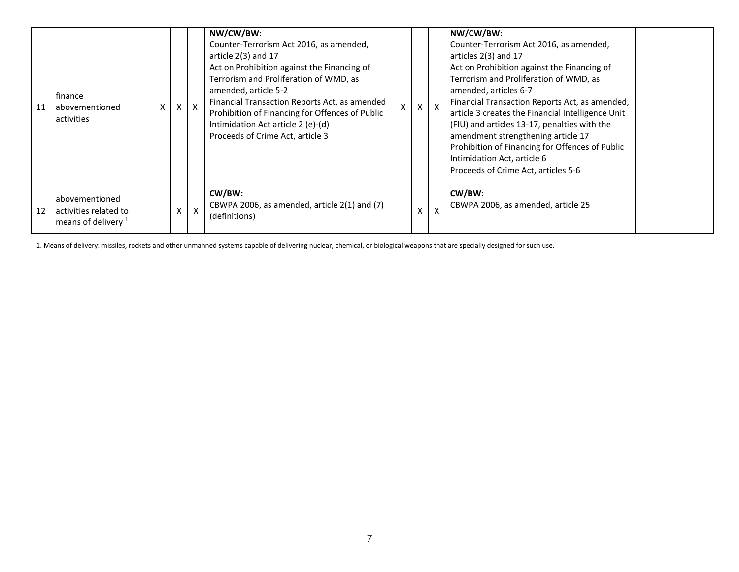| 11 | finance abovementioned activities | X | X | X | **NW/CW/BW:** Counter-Terrorism Act 2016, as amended, article 2(3) and 17 Act on Prohibition against the Financing of Terrorism and Proliferation of WMD, as amended, article 5-2 Financial Transaction Reports Act, as amended Prohibition of Financing for Offences of Public Intimidation Act article 2 (e)-(d) Proceeds of Crime Act, article 3 | X | X | X | **NW/CW/BW:** Counter-Terrorism Act 2016, as amended, articles 2(3) and 17 Act on Prohibition against the Financing of Terrorism and Proliferation of WMD, as amended, articles 6-7 Financial Transaction Reports Act, as amended, article 3 creates the Financial Intelligence Unit (FIU) and articles 13-17, penalties with the amendment strengthening article 17 Prohibition of Financing for Offences of Public Intimidation Act, article 6 Proceeds of Crime Act, articles 5-6 | |
|---|---|---|---|---|---|---|---|---|---|---|
| 12 | abovementioned activities related to means of delivery [1] | | X | X | **CW/BW:** CBWPA 2006, as amended, article 2(1) and (7) (definitions) | | X | X | **CW/BW**: CBWPA 2006, as amended, article 25 | |

1. Means of delivery: missiles, rockets and other unmanned systems capable of delivering nuclear, chemical, or biological weapons that are specially designed for such use.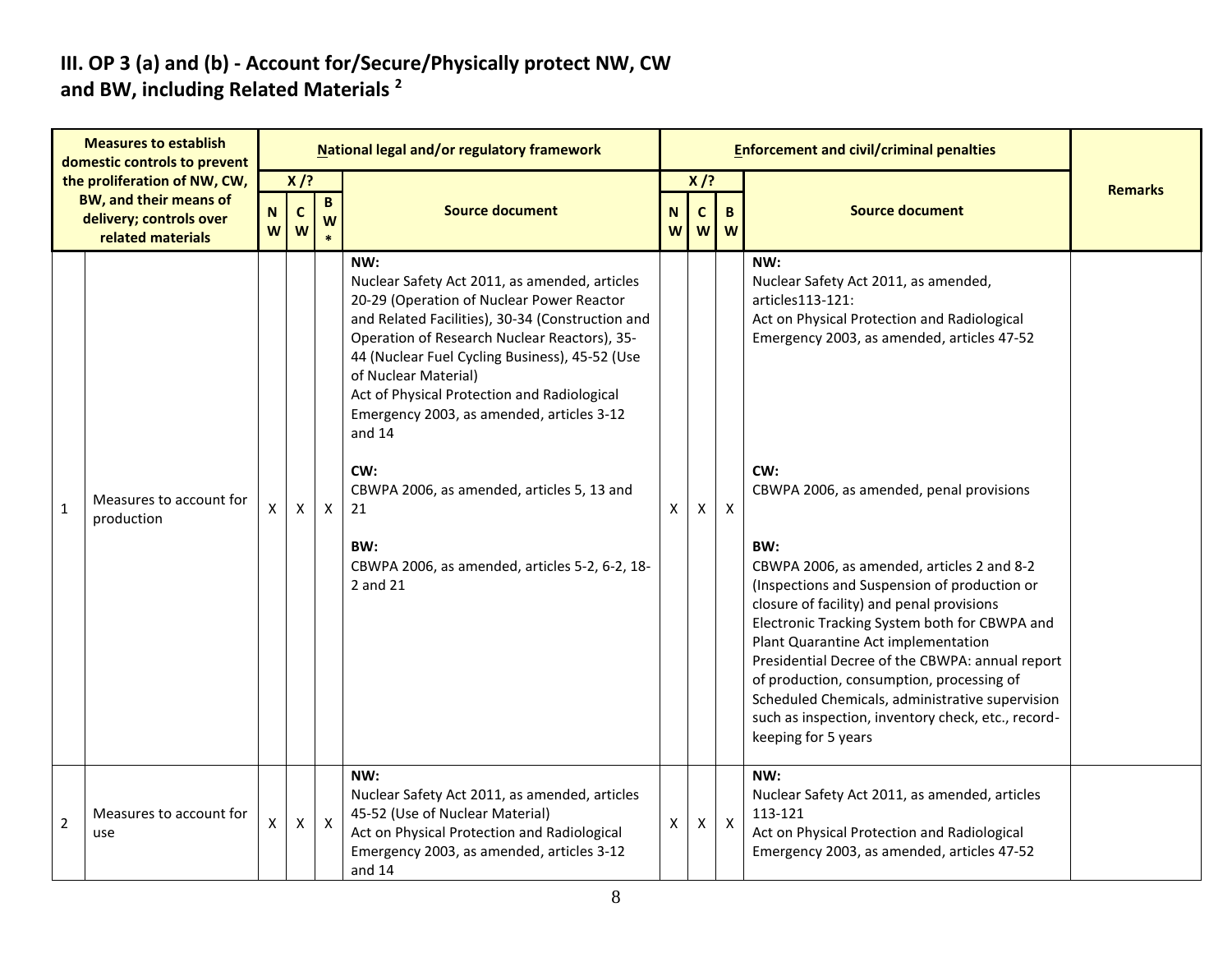## III. OP 3 (a) and (b) - Account for/Secure/Physically protect NW, CW and BW, including Related Materials [2]

| | Measures to establish domestic controls to prevent the proliferation of NW, CW, BW, and their means of delivery; controls over related materials | National legal and/or regulatory framework | | | | Enforcement and civil/criminal penalties | | | | Remarks |
|---|---|---|---|---|---|---|---|---|---|---|
| | | X /? | | | Source document | X /? | | | Source document | |
| | | NW | CW | BW* | | NW | CW | BW | | |
| 1 | Measures to account for production | X | X | X | **NW:**<br>Nuclear Safety Act 2011, as amended, articles 20-29 (Operation of Nuclear Power Reactor and Related Facilities), 30-34 (Construction and Operation of Research Nuclear Reactors), 35-44 (Nuclear Fuel Cycling Business), 45-52 (Use of Nuclear Material)<br>Act of Physical Protection and Radiological Emergency 2003, as amended, articles 3-12 and 14<br><br>**CW:**<br>CBWPA 2006, as amended, articles 5, 13 and 21<br><br>**BW:**<br>CBWPA 2006, as amended, articles 5-2, 6-2, 18-2 and 21 | X | X | X | **NW:**<br>Nuclear Safety Act 2011, as amended, articles113-121:<br>Act on Physical Protection and Radiological Emergency 2003, as amended, articles 47-52<br><br>**CW:**<br>CBWPA 2006, as amended, penal provisions<br><br>**BW:**<br>CBWPA 2006, as amended, articles 2 and 8-2 (Inspections and Suspension of production or closure of facility) and penal provisions<br>Electronic Tracking System both for CBWPA and Plant Quarantine Act implementation<br>Presidential Decree of the CBWPA: annual report of production, consumption, processing of Scheduled Chemicals, administrative supervision such as inspection, inventory check, etc., record-keeping for 5 years | |
| 2 | Measures to account for use | X | X | X | **NW:**<br>Nuclear Safety Act 2011, as amended, articles 45-52 (Use of Nuclear Material)<br>Act on Physical Protection and Radiological Emergency 2003, as amended, articles 3-12 and 14 | X | X | X | **NW:**<br>Nuclear Safety Act 2011, as amended, articles 113-121<br>Act on Physical Protection and Radiological Emergency 2003, as amended, articles 47-52 | |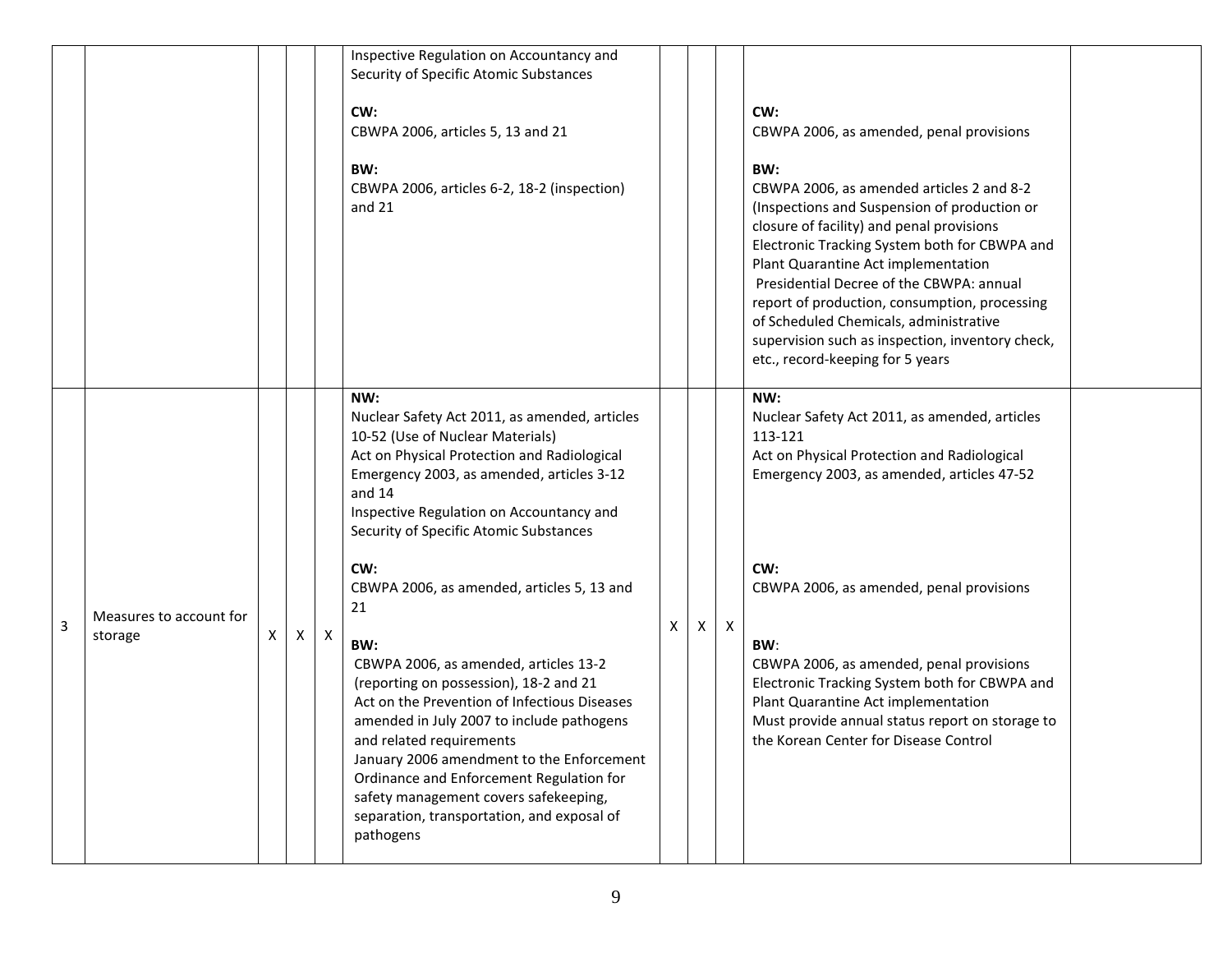| | | | | | | | | | | |
|---|---|---|---|---|---|---|---|---|---|---|
| | | | | | Inspective Regulation on Accountancy and Security of Specific Atomic Substances<br><br>**CW:**<br>CBWPA 2006, articles 5, 13 and 21<br><br>**BW:**<br>CBWPA 2006, articles 6-2, 18-2 (inspection) and 21 | | | | **CW:**<br>CBWPA 2006, as amended, penal provisions<br><br>**BW:**<br>CBWPA 2006, as amended articles 2 and 8-2 (Inspections and Suspension of production or closure of facility) and penal provisions<br>Electronic Tracking System both for CBWPA and Plant Quarantine Act implementation<br>Presidential Decree of the CBWPA: annual report of production, consumption, processing of Scheduled Chemicals, administrative supervision such as inspection, inventory check, etc., record-keeping for 5 years | |
| 3 | Measures to account for storage | X | X | X | **NW:**<br>Nuclear Safety Act 2011, as amended, articles 10-52 (Use of Nuclear Materials)<br>Act on Physical Protection and Radiological Emergency 2003, as amended, articles 3-12 and 14<br>Inspective Regulation on Accountancy and Security of Specific Atomic Substances<br><br>**CW:**<br>CBWPA 2006, as amended, articles 5, 13 and 21<br><br>**BW:**<br>CBWPA 2006, as amended, articles 13-2 (reporting on possession), 18-2 and 21<br>Act on the Prevention of Infectious Diseases amended in July 2007 to include pathogens and related requirements<br>January 2006 amendment to the Enforcement Ordinance and Enforcement Regulation for safety management covers safekeeping, separation, transportation, and exposal of pathogens | X | X | X | **NW:**<br>Nuclear Safety Act 2011, as amended, articles 113-121<br>Act on Physical Protection and Radiological Emergency 2003, as amended, articles 47-52<br><br>**CW:**<br>CBWPA 2006, as amended, penal provisions<br><br>**BW**:<br>CBWPA 2006, as amended, penal provisions<br>Electronic Tracking System both for CBWPA and Plant Quarantine Act implementation<br>Must provide annual status report on storage to the Korean Center for Disease Control | |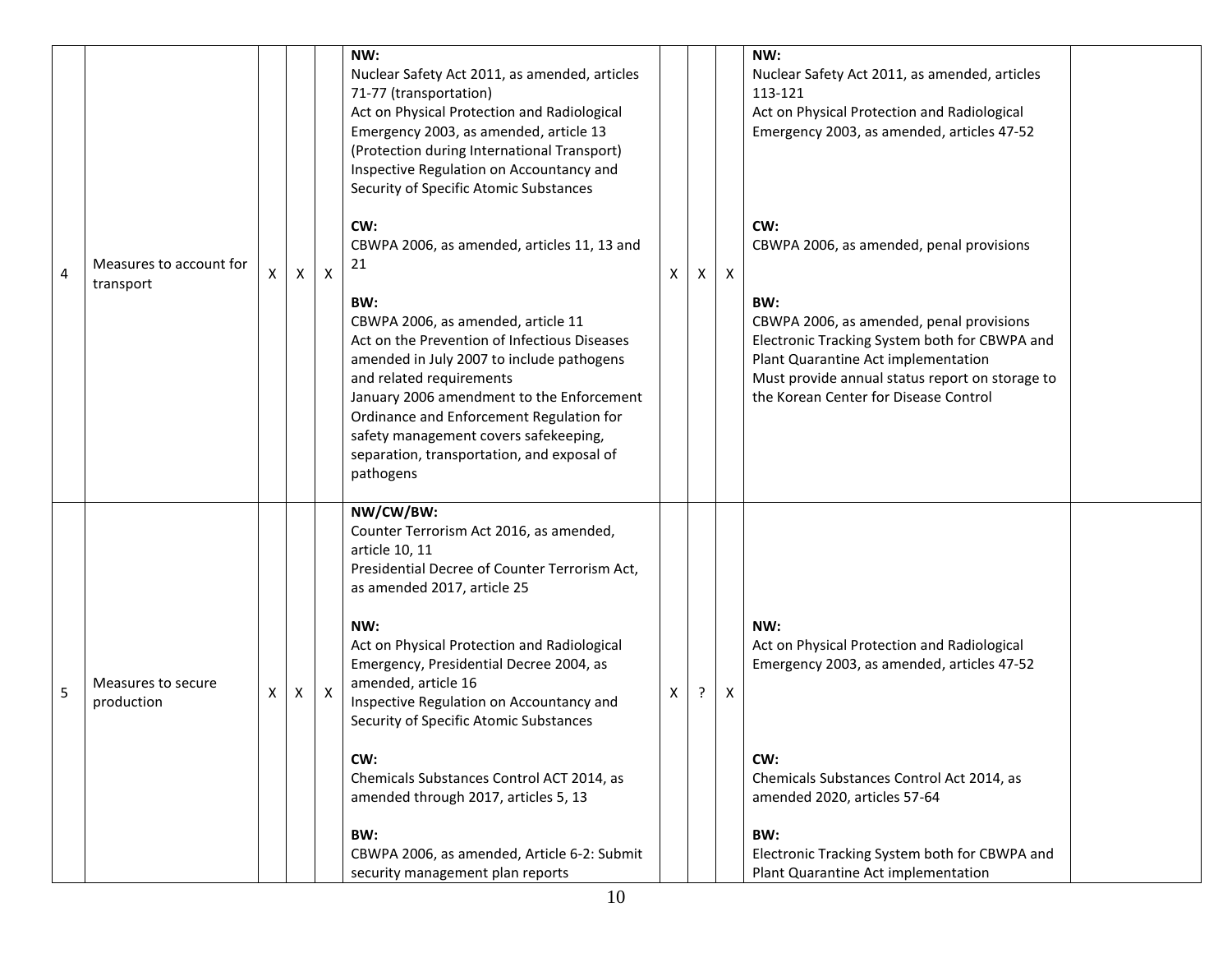| 4 | Measures to account for transport | X | X | X | **NW:**<br>Nuclear Safety Act 2011, as amended, articles 71-77 (transportation)<br>Act on Physical Protection and Radiological Emergency 2003, as amended, article 13 (Protection during International Transport)<br>Inspective Regulation on Accountancy and Security of Specific Atomic Substances<br><br>**CW:**<br>CBWPA 2006, as amended, articles 11, 13 and 21<br><br>**BW:**<br>CBWPA 2006, as amended, article 11<br>Act on the Prevention of Infectious Diseases amended in July 2007 to include pathogens and related requirements<br>January 2006 amendment to the Enforcement Ordinance and Enforcement Regulation for safety management covers safekeeping, separation, transportation, and exposal of pathogens | X | X | X | **NW:**<br>Nuclear Safety Act 2011, as amended, articles 113-121<br>Act on Physical Protection and Radiological Emergency 2003, as amended, articles 47-52<br><br>**CW:**<br>CBWPA 2006, as amended, penal provisions<br><br>**BW:**<br>CBWPA 2006, as amended, penal provisions<br>Electronic Tracking System both for CBWPA and Plant Quarantine Act implementation<br>Must provide annual status report on storage to the Korean Center for Disease Control | |
|---|---|---|---|---|---|---|---|---|---|---|
| 5 | Measures to secure production | X | X | X | **NW/CW/BW:**<br>Counter Terrorism Act 2016, as amended, article 10, 11<br>Presidential Decree of Counter Terrorism Act, as amended 2017, article 25<br><br>**NW:**<br>Act on Physical Protection and Radiological Emergency, Presidential Decree 2004, as amended, article 16<br>Inspective Regulation on Accountancy and Security of Specific Atomic Substances<br><br>**CW:**<br>Chemicals Substances Control ACT 2014, as amended through 2017, articles 5, 13<br><br>**BW:**<br>CBWPA 2006, as amended, Article 6-2: Submit security management plan reports | X | ? | X | **NW:**<br>Act on Physical Protection and Radiological Emergency 2003, as amended, articles 47-52<br><br>**CW:**<br>Chemicals Substances Control Act 2014, as amended 2020, articles 57-64<br><br>**BW:**<br>Electronic Tracking System both for CBWPA and Plant Quarantine Act implementation | |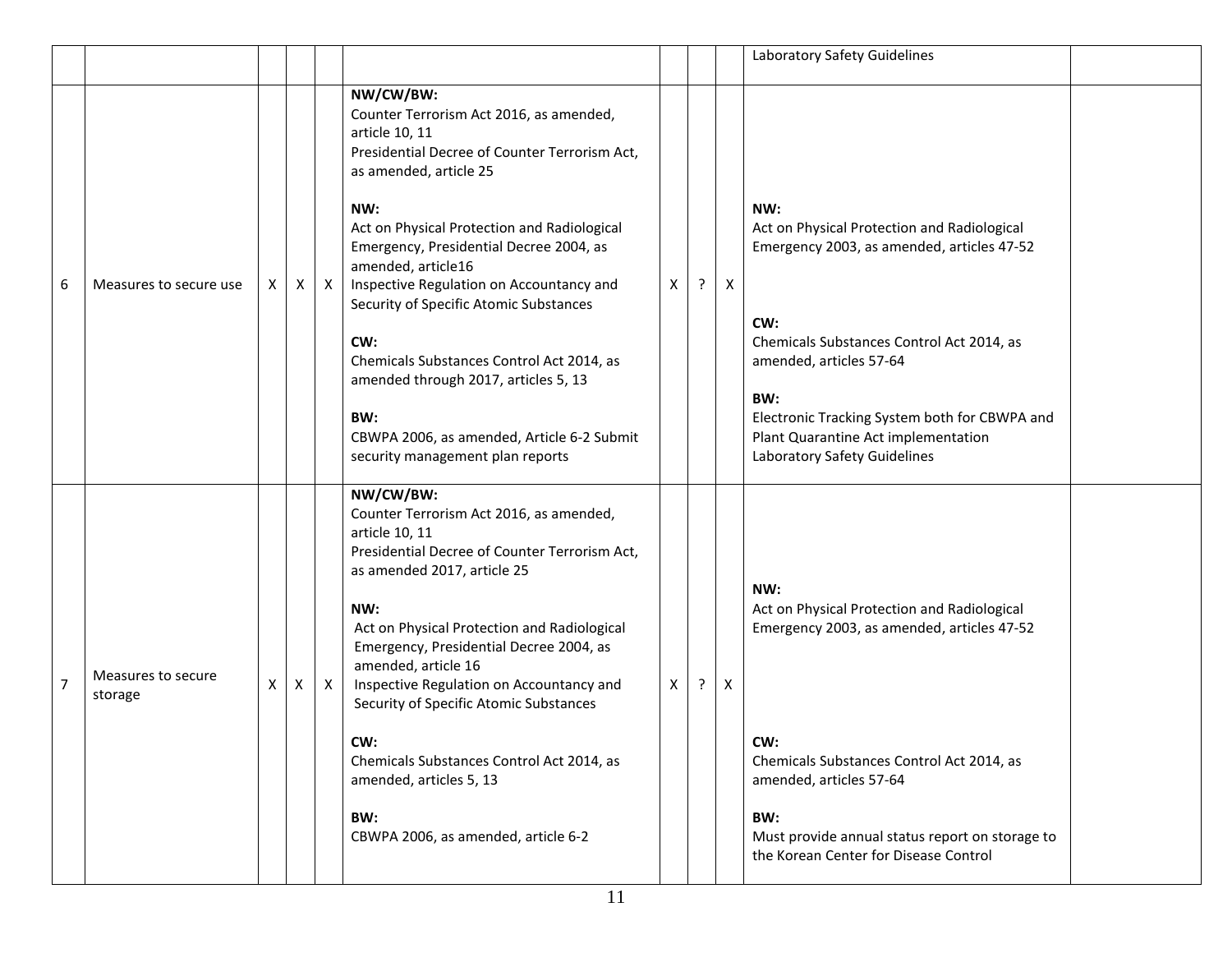|  |  |  |  |  |  |  |  |  |  |
|---|---|---|---|---|---|---|---|---|---|
|  |  |  |  |  |  |  |  | Laboratory Safety Guidelines |  |
| 6 | Measures to secure use | X | X | X | **NW/CW/BW:**<br>Counter Terrorism Act 2016, as amended, article 10, 11<br>Presidential Decree of Counter Terrorism Act, as amended, article 25<br><br>**NW:**<br>Act on Physical Protection and Radiological Emergency, Presidential Decree 2004, as amended, article16<br>Inspective Regulation on Accountancy and Security of Specific Atomic Substances<br><br>**CW:**<br>Chemicals Substances Control Act 2014, as amended through 2017, articles 5, 13<br><br>**BW:**<br>CBWPA 2006, as amended, Article 6-2 Submit security management plan reports | X | ? | X | **NW:**<br>Act on Physical Protection and Radiological Emergency 2003, as amended, articles 47-52<br><br>**CW:**<br>Chemicals Substances Control Act 2014, as amended, articles 57-64<br><br>**BW:**<br>Electronic Tracking System both for CBWPA and Plant Quarantine Act implementation<br>Laboratory Safety Guidelines |  |
| 7 | Measures to secure storage | X | X | X | **NW/CW/BW:**<br>Counter Terrorism Act 2016, as amended, article 10, 11<br>Presidential Decree of Counter Terrorism Act, as amended 2017, article 25<br><br>**NW:**<br>Act on Physical Protection and Radiological Emergency, Presidential Decree 2004, as amended, article 16<br>Inspective Regulation on Accountancy and Security of Specific Atomic Substances<br><br>**CW:**<br>Chemicals Substances Control Act 2014, as amended, articles 5, 13<br><br>**BW:**<br>CBWPA 2006, as amended, article 6-2 | X | ? | X | **NW:**<br>Act on Physical Protection and Radiological Emergency 2003, as amended, articles 47-52<br><br>**CW:**<br>Chemicals Substances Control Act 2014, as amended, articles 57-64<br><br>**BW:**<br>Must provide annual status report on storage to the Korean Center for Disease Control |  |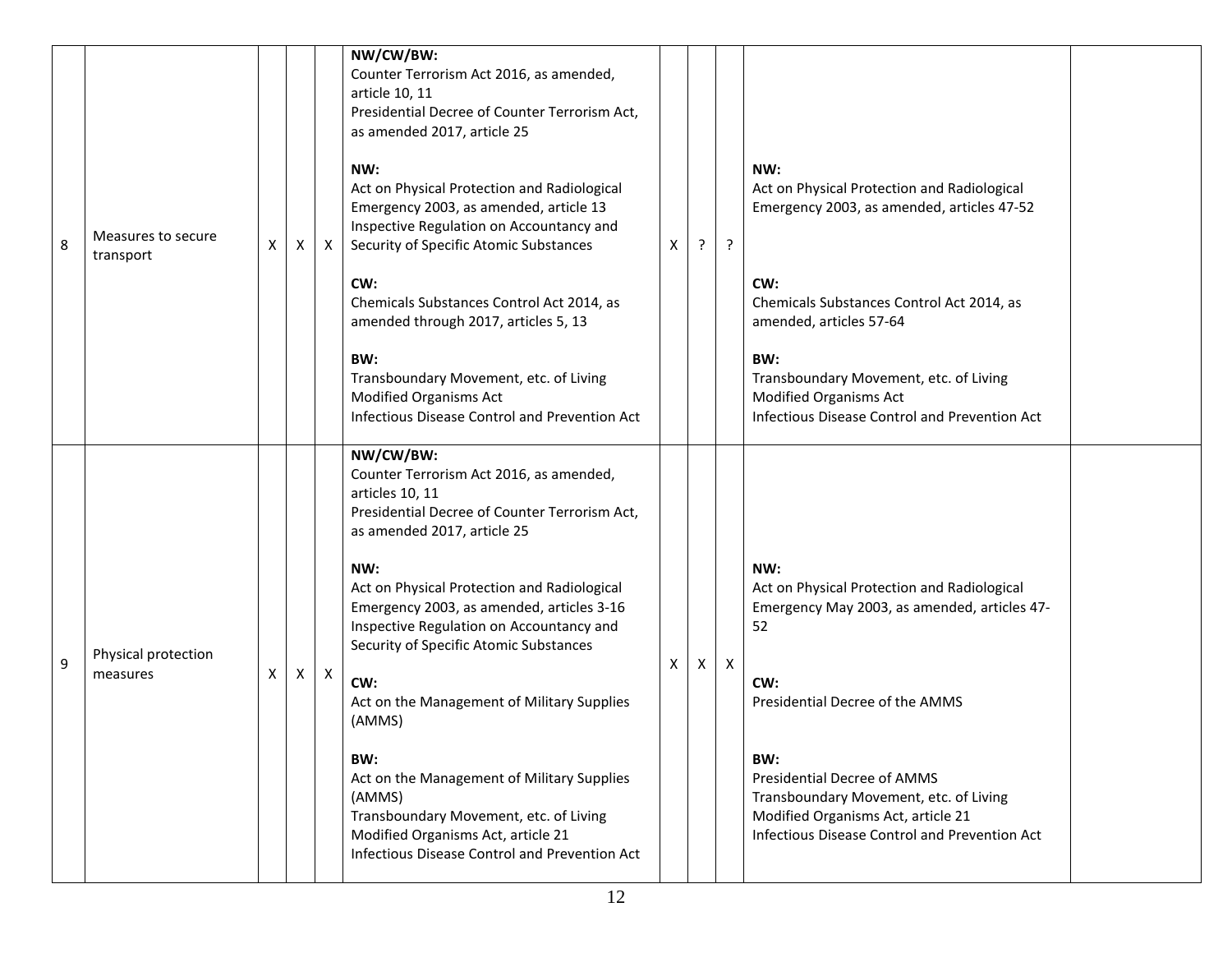| 8 | Measures to secure transport | X | X | X | **NW/CW/BW:**<br>Counter Terrorism Act 2016, as amended, article 10, 11<br>Presidential Decree of Counter Terrorism Act, as amended 2017, article 25<br><br>**NW:**<br>Act on Physical Protection and Radiological Emergency 2003, as amended, article 13<br>Inspective Regulation on Accountancy and Security of Specific Atomic Substances<br><br>**CW:**<br>Chemicals Substances Control Act 2014, as amended through 2017, articles 5, 13<br><br>**BW:**<br>Transboundary Movement, etc. of Living Modified Organisms Act<br>Infectious Disease Control and Prevention Act | X | ? | ? | **NW:**<br>Act on Physical Protection and Radiological Emergency 2003, as amended, articles 47-52<br><br>**CW:**<br>Chemicals Substances Control Act 2014, as amended, articles 57-64<br><br>**BW:**<br>Transboundary Movement, etc. of Living Modified Organisms Act<br>Infectious Disease Control and Prevention Act | |
|---|---|---|---|---|---|---|---|---|---|---|
| 9 | Physical protection measures | X | X | X | **NW/CW/BW:**<br>Counter Terrorism Act 2016, as amended, articles 10, 11<br>Presidential Decree of Counter Terrorism Act, as amended 2017, article 25<br><br>**NW:**<br>Act on Physical Protection and Radiological Emergency 2003, as amended, articles 3-16<br>Inspective Regulation on Accountancy and Security of Specific Atomic Substances<br><br>**CW:**<br>Act on the Management of Military Supplies (AMMS)<br><br>**BW:**<br>Act on the Management of Military Supplies (AMMS)<br>Transboundary Movement, etc. of Living Modified Organisms Act, article 21<br>Infectious Disease Control and Prevention Act | X | X | X | **NW:**<br>Act on Physical Protection and Radiological Emergency May 2003, as amended, articles 47-52<br><br>**CW:**<br>Presidential Decree of the AMMS<br><br>**BW:**<br>Presidential Decree of AMMS<br>Transboundary Movement, etc. of Living Modified Organisms Act, article 21<br>Infectious Disease Control and Prevention Act | |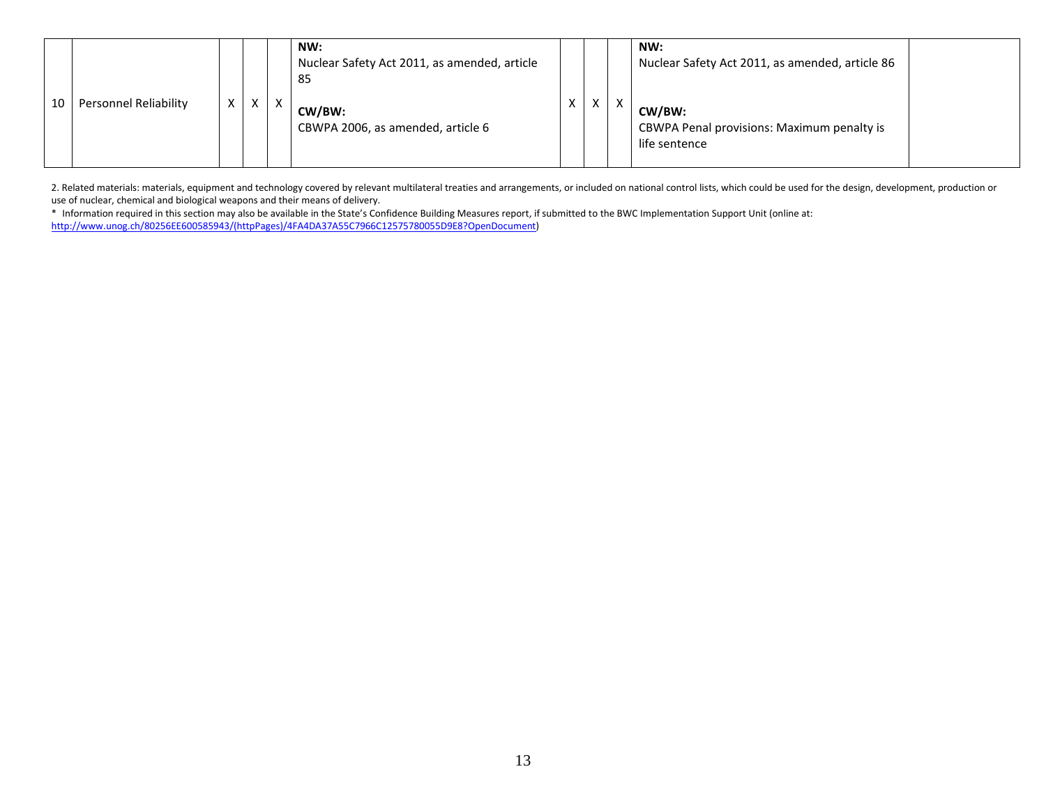| 10 | Personnel Reliability | X | X | X | **NW:** Nuclear Safety Act 2011, as amended, article 85<br><br>**CW/BW:** CBWPA 2006, as amended, article 6 | X | X | X | **NW:** Nuclear Safety Act 2011, as amended, article 86<br><br>**CW/BW:** CBWPA Penal provisions: Maximum penalty is life sentence | |
|---|---|---|---|---|---|---|---|---|---|---|

2. Related materials: materials, equipment and technology covered by relevant multilateral treaties and arrangements, or included on national control lists, which could be used for the design, development, production or use of nuclear, chemical and biological weapons and their means of delivery.

\* Information required in this section may also be available in the State's Confidence Building Measures report, if submitted to the BWC Implementation Support Unit (online at: http://www.unog.ch/80256EE600585943/(httpPages)/4FA4DA37A55C7966C12575780055D9E8?OpenDocument)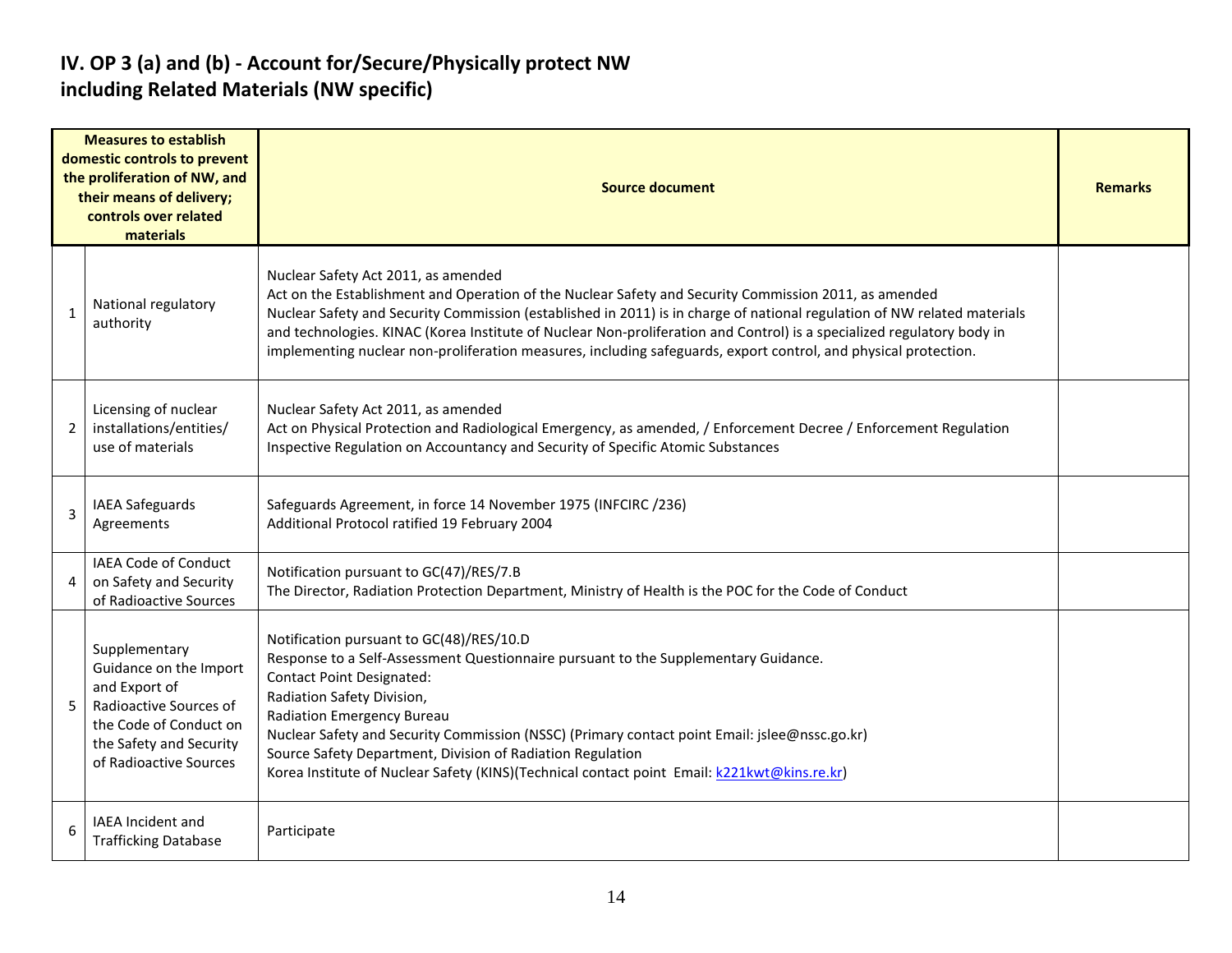## IV. OP 3 (a) and (b) - Account for/Secure/Physically protect NW including Related Materials (NW specific)

| | Measures to establish domestic controls to prevent the proliferation of NW, and their means of delivery; controls over related materials | Source document | Remarks |
|---|---|---|---|
| 1 | National regulatory authority | Nuclear Safety Act 2011, as amended<br>Act on the Establishment and Operation of the Nuclear Safety and Security Commission 2011, as amended<br>Nuclear Safety and Security Commission (established in 2011) is in charge of national regulation of NW related materials and technologies. KINAC (Korea Institute of Nuclear Non-proliferation and Control) is a specialized regulatory body in implementing nuclear non-proliferation measures, including safeguards, export control, and physical protection. | |
| 2 | Licensing of nuclear installations/entities/ use of materials | Nuclear Safety Act 2011, as amended<br>Act on Physical Protection and Radiological Emergency, as amended, / Enforcement Decree / Enforcement Regulation<br>Inspective Regulation on Accountancy and Security of Specific Atomic Substances | |
| 3 | IAEA Safeguards Agreements | Safeguards Agreement, in force 14 November 1975 (INFCIRC /236)<br>Additional Protocol ratified 19 February 2004 | |
| 4 | IAEA Code of Conduct on Safety and Security of Radioactive Sources | Notification pursuant to GC(47)/RES/7.B<br>The Director, Radiation Protection Department, Ministry of Health is the POC for the Code of Conduct | |
| 5 | Supplementary Guidance on the Import and Export of Radioactive Sources of the Code of Conduct on the Safety and Security of Radioactive Sources | Notification pursuant to GC(48)/RES/10.D<br>Response to a Self-Assessment Questionnaire pursuant to the Supplementary Guidance.<br>Contact Point Designated:<br>Radiation Safety Division,<br>Radiation Emergency Bureau<br>Nuclear Safety and Security Commission (NSSC) (Primary contact point Email: jslee@nssc.go.kr)<br>Source Safety Department, Division of Radiation Regulation<br>Korea Institute of Nuclear Safety (KINS)(Technical contact point Email: k221kwt@kins.re.kr) | |
| 6 | IAEA Incident and Trafficking Database | Participate | |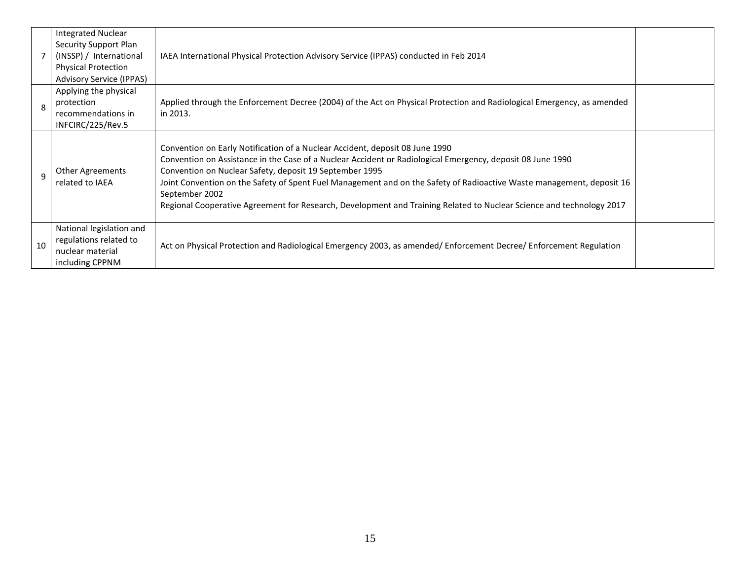| 7 | Integrated Nuclear Security Support Plan (INSSP) / International Physical Protection Advisory Service (IPPAS) | IAEA International Physical Protection Advisory Service (IPPAS) conducted in Feb 2014 | |
|---|---|---|---|
| 8 | Applying the physical protection recommendations in INFCIRC/225/Rev.5 | Applied through the Enforcement Decree (2004) of the Act on Physical Protection and Radiological Emergency, as amended in 2013. | |
| 9 | Other Agreements related to IAEA | Convention on Early Notification of a Nuclear Accident, deposit 08 June 1990<br>Convention on Assistance in the Case of a Nuclear Accident or Radiological Emergency, deposit 08 June 1990<br>Convention on Nuclear Safety, deposit 19 September 1995<br>Joint Convention on the Safety of Spent Fuel Management and on the Safety of Radioactive Waste management, deposit 16 September 2002<br>Regional Cooperative Agreement for Research, Development and Training Related to Nuclear Science and technology 2017 | |
| 10 | National legislation and regulations related to nuclear material including CPPNM | Act on Physical Protection and Radiological Emergency 2003, as amended/ Enforcement Decree/ Enforcement Regulation | |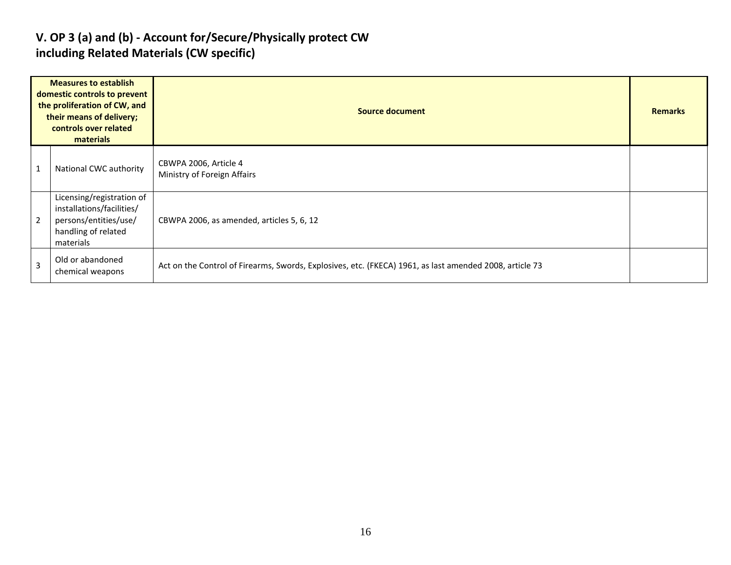## V. OP 3 (a) and (b) - Account for/Secure/Physically protect CW including Related Materials (CW specific)

| | Measures to establish domestic controls to prevent the proliferation of CW, and their means of delivery; controls over related materials | Source document | Remarks |
|---|---|---|---|
| 1 | National CWC authority | CBWPA 2006, Article 4<br>Ministry of Foreign Affairs | |
| 2 | Licensing/registration of installations/facilities/ persons/entities/use/ handling of related materials | CBWPA 2006, as amended, articles 5, 6, 12 | |
| 3 | Old or abandoned chemical weapons | Act on the Control of Firearms, Swords, Explosives, etc. (FKECA) 1961, as last amended 2008, article 73 | |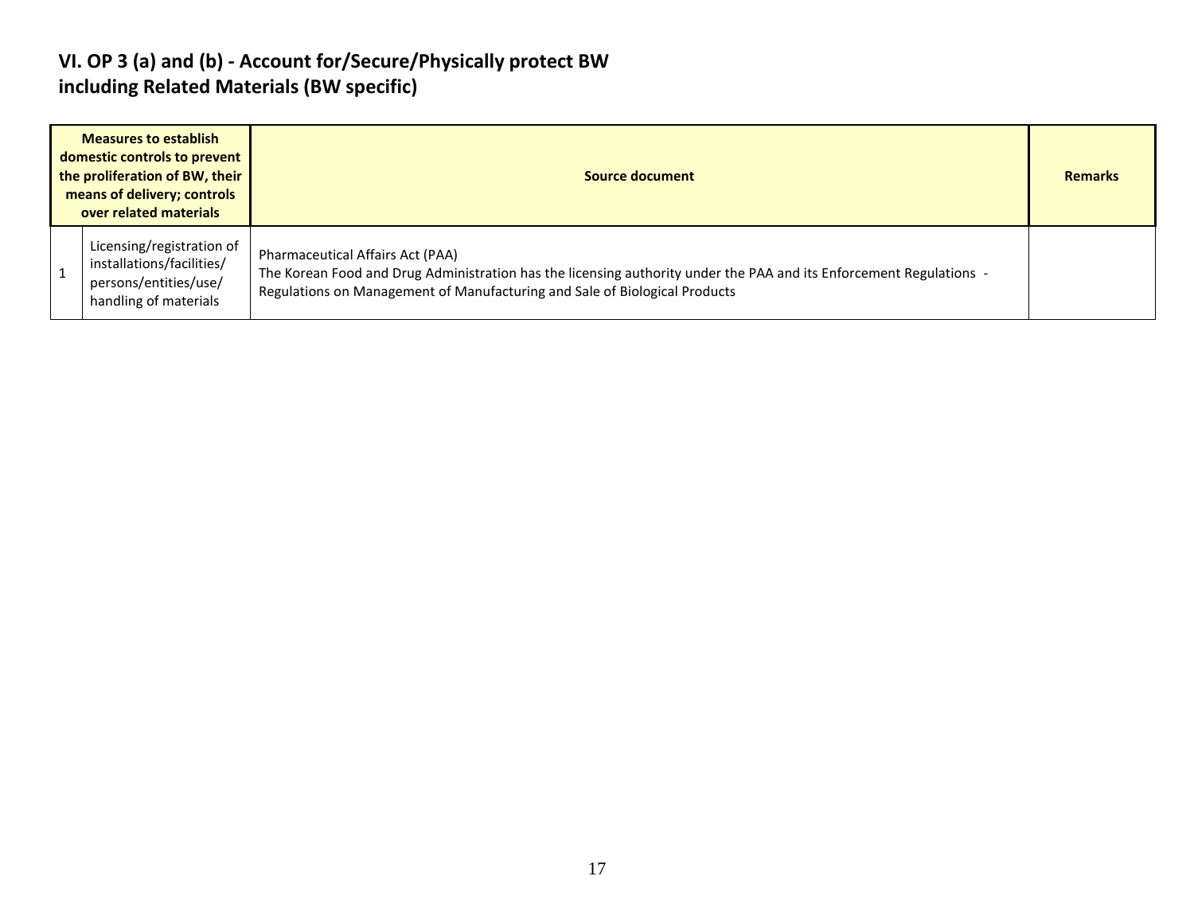## VI. OP 3 (a) and (b) - Account for/Secure/Physically protect BW including Related Materials (BW specific)

| Measures to establish domestic controls to prevent the proliferation of BW, their means of delivery; controls over related materials | | Source document | Remarks |
|---|---|---|---|
| 1 | Licensing/registration of installations/facilities/ persons/entities/use/ handling of materials | Pharmaceutical Affairs Act (PAA)<br>The Korean Food and Drug Administration has the licensing authority under the PAA and its Enforcement Regulations - Regulations on Management of Manufacturing and Sale of Biological Products | |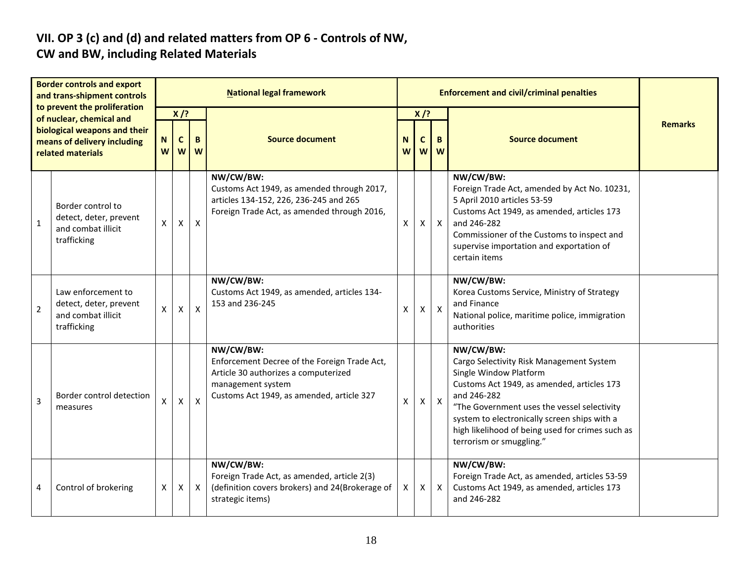## VII. OP 3 (c) and (d) and related matters from OP 6 - Controls of NW, CW and BW, including Related Materials

| | Border controls and export and trans-shipment controls to prevent the proliferation of nuclear, chemical and biological weapons and their means of delivery including related materials | National legal framework | | | | Enforcement and civil/criminal penalties | | | | Remarks |
|---|---|---|---|---|---|---|---|---|---|---|
| | | X /? | | | Source document | X /? | | | Source document | |
| | | NW | CW | BW | | NW | CW | BW | | |
| 1 | Border control to detect, deter, prevent and combat illicit trafficking | X | X | X | **NW/CW/BW:**<br>Customs Act 1949, as amended through 2017, articles 134-152, 226, 236-245 and 265<br>Foreign Trade Act, as amended through 2016, | X | X | X | **NW/CW/BW:**<br>Foreign Trade Act, amended by Act No. 10231, 5 April 2010 articles 53-59<br>Customs Act 1949, as amended, articles 173 and 246-282<br>Commissioner of the Customs to inspect and supervise importation and exportation of certain items | |
| 2 | Law enforcement to detect, deter, prevent and combat illicit trafficking | X | X | X | **NW/CW/BW:**<br>Customs Act 1949, as amended, articles 134-153 and 236-245 | X | X | X | **NW/CW/BW:**<br>Korea Customs Service, Ministry of Strategy and Finance<br>National police, maritime police, immigration authorities | |
| 3 | Border control detection measures | X | X | X | **NW/CW/BW:**<br>Enforcement Decree of the Foreign Trade Act, Article 30 authorizes a computerized management system<br>Customs Act 1949, as amended, article 327 | X | X | X | **NW/CW/BW:**<br>Cargo Selectivity Risk Management System<br>Single Window Platform<br>Customs Act 1949, as amended, articles 173 and 246-282<br>"The Government uses the vessel selectivity system to electronically screen ships with a high likelihood of being used for crimes such as terrorism or smuggling." | |
| 4 | Control of brokering | X | X | X | **NW/CW/BW:**<br>Foreign Trade Act, as amended, article 2(3) (definition covers brokers) and 24(Brokerage of strategic items) | X | X | X | **NW/CW/BW:**<br>Foreign Trade Act, as amended, articles 53-59<br>Customs Act 1949, as amended, articles 173 and 246-282 | |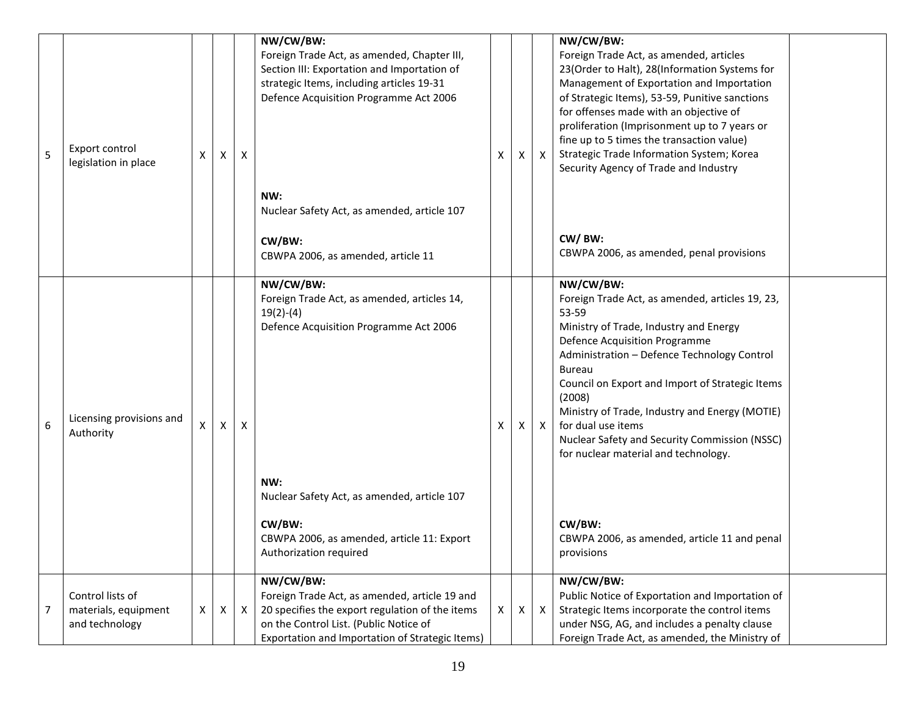| 5 | Export control legislation in place | X | X | X | **NW/CW/BW:**<br>Foreign Trade Act, as amended, Chapter III, Section III: Exportation and Importation of strategic Items, including articles 19-31<br>Defence Acquisition Programme Act 2006<br><br>**NW:**<br>Nuclear Safety Act, as amended, article 107<br><br>**CW/BW:**<br>CBWPA 2006, as amended, article 11 | X | X | X | **NW/CW/BW:**<br>Foreign Trade Act, as amended, articles 23(Order to Halt), 28(Information Systems for Management of Exportation and Importation of Strategic Items), 53-59, Punitive sanctions for offenses made with an objective of proliferation (Imprisonment up to 7 years or fine up to 5 times the transaction value)<br>Strategic Trade Information System; Korea Security Agency of Trade and Industry<br><br>**CW/ BW:**<br>CBWPA 2006, as amended, penal provisions | |
|---|---|---|---|---|---|---|---|---|---|---|
| 6 | Licensing provisions and Authority | X | X | X | **NW/CW/BW:**<br>Foreign Trade Act, as amended, articles 14, 19(2)-(4)<br>Defence Acquisition Programme Act 2006<br><br>**NW:**<br>Nuclear Safety Act, as amended, article 107<br><br>**CW/BW:**<br>CBWPA 2006, as amended, article 11: Export Authorization required | X | X | X | **NW/CW/BW:**<br>Foreign Trade Act, as amended, articles 19, 23, 53-59<br>Ministry of Trade, Industry and Energy<br>Defence Acquisition Programme Administration – Defence Technology Control Bureau<br>Council on Export and Import of Strategic Items (2008)<br>Ministry of Trade, Industry and Energy (MOTIE) for dual use items<br>Nuclear Safety and Security Commission (NSSC) for nuclear material and technology.<br><br>**CW/BW:**<br>CBWPA 2006, as amended, article 11 and penal provisions | |
| 7 | Control lists of materials, equipment and technology | X | X | X | **NW/CW/BW:**<br>Foreign Trade Act, as amended, article 19 and 20 specifies the export regulation of the items on the Control List. (Public Notice of Exportation and Importation of Strategic Items) | X | X | X | **NW/CW/BW:**<br>Public Notice of Exportation and Importation of Strategic Items incorporate the control items under NSG, AG, and includes a penalty clause<br>Foreign Trade Act, as amended, the Ministry of | |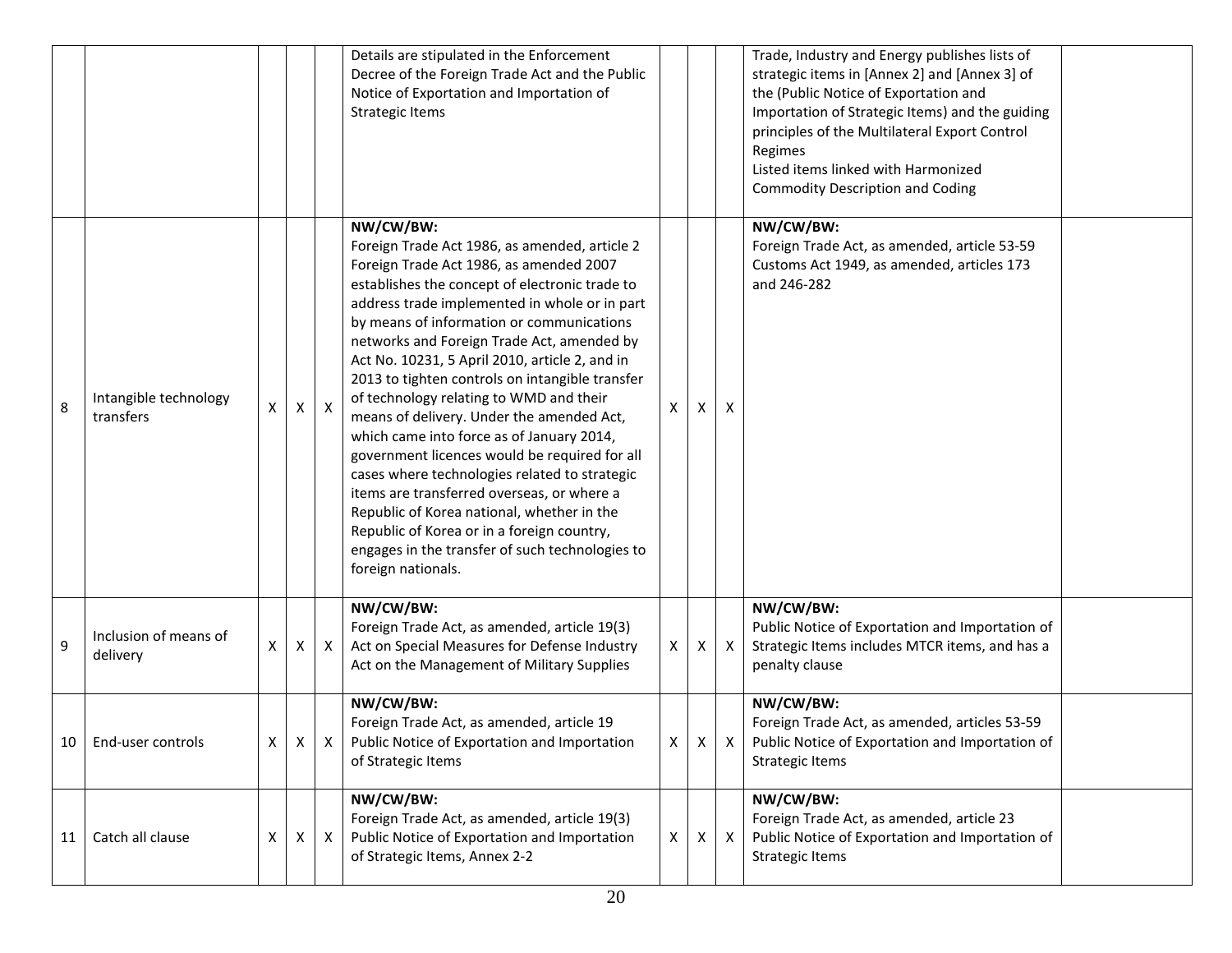| | | | | | | | | | | |
|---|---|---|---|---|---|---|---|---|---|---|
| | | | | | Details are stipulated in the Enforcement Decree of the Foreign Trade Act and the Public Notice of Exportation and Importation of Strategic Items | | | | Trade, Industry and Energy publishes lists of strategic items in [Annex 2] and [Annex 3] of the (Public Notice of Exportation and Importation of Strategic Items) and the guiding principles of the Multilateral Export Control Regimes<br>Listed items linked with Harmonized Commodity Description and Coding | |
| 8 | Intangible technology transfers | X | X | X | **NW/CW/BW:**<br>Foreign Trade Act 1986, as amended, article 2<br>Foreign Trade Act 1986, as amended 2007 establishes the concept of electronic trade to address trade implemented in whole or in part by means of information or communications networks and Foreign Trade Act, amended by Act No. 10231, 5 April 2010, article 2, and in 2013 to tighten controls on intangible transfer of technology relating to WMD and their means of delivery. Under the amended Act, which came into force as of January 2014, government licences would be required for all cases where technologies related to strategic items are transferred overseas, or where a Republic of Korea national, whether in the Republic of Korea or in a foreign country, engages in the transfer of such technologies to foreign nationals. | X | X | X | **NW/CW/BW:**<br>Foreign Trade Act, as amended, article 53-59<br>Customs Act 1949, as amended, articles 173 and 246-282 | |
| 9 | Inclusion of means of delivery | X | X | X | **NW/CW/BW:**<br>Foreign Trade Act, as amended, article 19(3)<br>Act on Special Measures for Defense Industry<br>Act on the Management of Military Supplies | X | X | X | **NW/CW/BW:**<br>Public Notice of Exportation and Importation of Strategic Items includes MTCR items, and has a penalty clause | |
| 10 | End-user controls | X | X | X | **NW/CW/BW:**<br>Foreign Trade Act, as amended, article 19<br>Public Notice of Exportation and Importation of Strategic Items | X | X | X | **NW/CW/BW:**<br>Foreign Trade Act, as amended, articles 53-59<br>Public Notice of Exportation and Importation of Strategic Items | |
| 11 | Catch all clause | X | X | X | **NW/CW/BW:**<br>Foreign Trade Act, as amended, article 19(3)<br>Public Notice of Exportation and Importation of Strategic Items, Annex 2-2 | X | X | X | **NW/CW/BW:**<br>Foreign Trade Act, as amended, article 23<br>Public Notice of Exportation and Importation of Strategic Items | |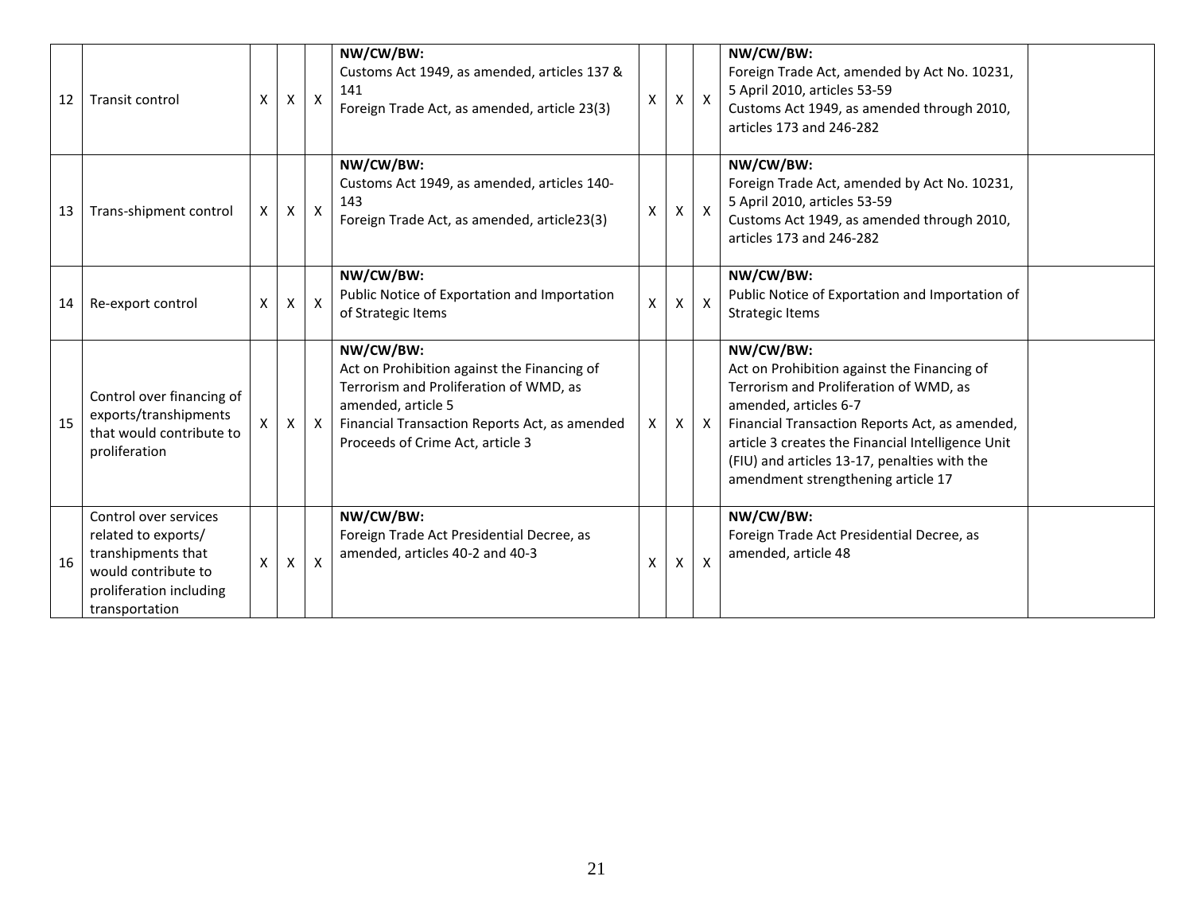| 12 | Transit control | X | X | X | NW/CW/BW:<br>Customs Act 1949, as amended, articles 137 & 141<br>Foreign Trade Act, as amended, article 23(3) | X | X | X | NW/CW/BW:<br>Foreign Trade Act, amended by Act No. 10231, 5 April 2010, articles 53-59<br>Customs Act 1949, as amended through 2010, articles 173 and 246-282 | |
|---|---|---|---|---|---|---|---|---|---|---|
| 13 | Trans-shipment control | X | X | X | NW/CW/BW:<br>Customs Act 1949, as amended, articles 140-143<br>Foreign Trade Act, as amended, article23(3) | X | X | X | NW/CW/BW:<br>Foreign Trade Act, amended by Act No. 10231, 5 April 2010, articles 53-59<br>Customs Act 1949, as amended through 2010, articles 173 and 246-282 | |
| 14 | Re-export control | X | X | X | NW/CW/BW:<br>Public Notice of Exportation and Importation of Strategic Items | X | X | X | NW/CW/BW:<br>Public Notice of Exportation and Importation of Strategic Items | |
| 15 | Control over financing of exports/transhipments that would contribute to proliferation | X | X | X | NW/CW/BW:<br>Act on Prohibition against the Financing of Terrorism and Proliferation of WMD, as amended, article 5<br>Financial Transaction Reports Act, as amended<br>Proceeds of Crime Act, article 3 | X | X | X | NW/CW/BW:<br>Act on Prohibition against the Financing of Terrorism and Proliferation of WMD, as amended, articles 6-7<br>Financial Transaction Reports Act, as amended, article 3 creates the Financial Intelligence Unit (FIU) and articles 13-17, penalties with the amendment strengthening article 17 | |
| 16 | Control over services related to exports/ transhipments that would contribute to proliferation including transportation | X | X | X | NW/CW/BW:<br>Foreign Trade Act Presidential Decree, as amended, articles 40-2 and 40-3 | X | X | X | NW/CW/BW:<br>Foreign Trade Act Presidential Decree, as amended, article 48 | |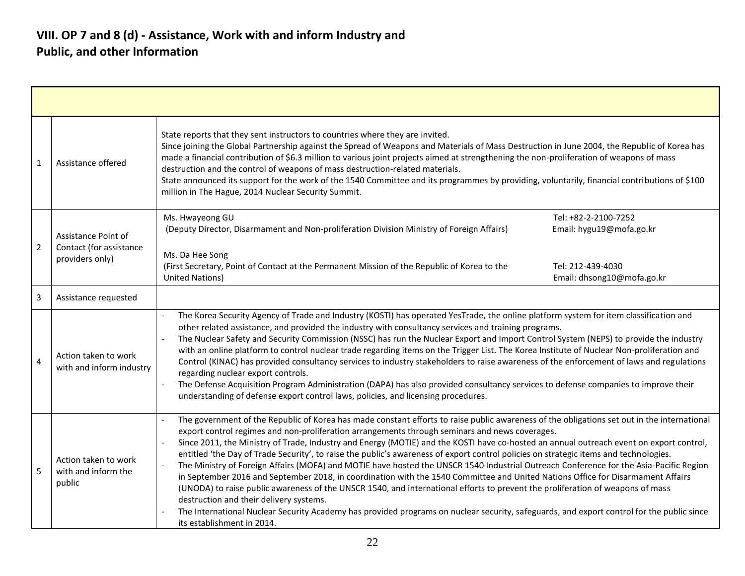## VIII. OP 7 and 8 (d) - Assistance, Work with and inform Industry and Public, and other Information

| | | |
|---|---|---|
| 1 | Assistance offered | State reports that they sent instructors to countries where they are invited.<br>Since joining the Global Partnership against the Spread of Weapons and Materials of Mass Destruction in June 2004, the Republic of Korea has made a financial contribution of $6.3 million to various joint projects aimed at strengthening the non-proliferation of weapons of mass destruction and the control of weapons of mass destruction-related materials.<br>State announced its support for the work of the 1540 Committee and its programmes by providing, voluntarily, financial contributions of $100 million in The Hague, 2014 Nuclear Security Summit. |
| 2 | Assistance Point of Contact (for assistance providers only) | Ms. Hwayeong GU (Deputy Director, Disarmament and Non-proliferation Division Ministry of Foreign Affairs) Tel: +82-2-2100-7252 Email: hygu19@mofa.go.kr<br><br>Ms. Da Hee Song (First Secretary, Point of Contact at the Permanent Mission of the Republic of Korea to the United Nations) Tel: 212-439-4030 Email: dhsong10@mofa.go.kr |
| 3 | Assistance requested | |
| 4 | Action taken to work with and inform industry | - The Korea Security Agency of Trade and Industry (KOSTI) has operated YesTrade, the online platform system for item classification and other related assistance, and provided the industry with consultancy services and training programs.<br>- The Nuclear Safety and Security Commission (NSSC) has run the Nuclear Export and Import Control System (NEPS) to provide the industry with an online platform to control nuclear trade regarding items on the Trigger List. The Korea Institute of Nuclear Non-proliferation and Control (KINAC) has provided consultancy services to industry stakeholders to raise awareness of the enforcement of laws and regulations regarding nuclear export controls.<br>- The Defense Acquisition Program Administration (DAPA) has also provided consultancy services to defense companies to improve their understanding of defense export control laws, policies, and licensing procedures. |
| 5 | Action taken to work with and inform the public | - The government of the Republic of Korea has made constant efforts to raise public awareness of the obligations set out in the international export control regimes and non-proliferation arrangements through seminars and news coverages.<br>- Since 2011, the Ministry of Trade, Industry and Energy (MOTIE) and the KOSTI have co-hosted an annual outreach event on export control, entitled 'the Day of Trade Security', to raise the public's awareness of export control policies on strategic items and technologies.<br>- The Ministry of Foreign Affairs (MOFA) and MOTIE have hosted the UNSCR 1540 Industrial Outreach Conference for the Asia-Pacific Region in September 2016 and September 2018, in coordination with the 1540 Committee and United Nations Office for Disarmament Affairs (UNODA) to raise public awareness of the UNSCR 1540, and international efforts to prevent the proliferation of weapons of mass destruction and their delivery systems.<br>- The International Nuclear Security Academy has provided programs on nuclear security, safeguards, and export control for the public since its establishment in 2014. |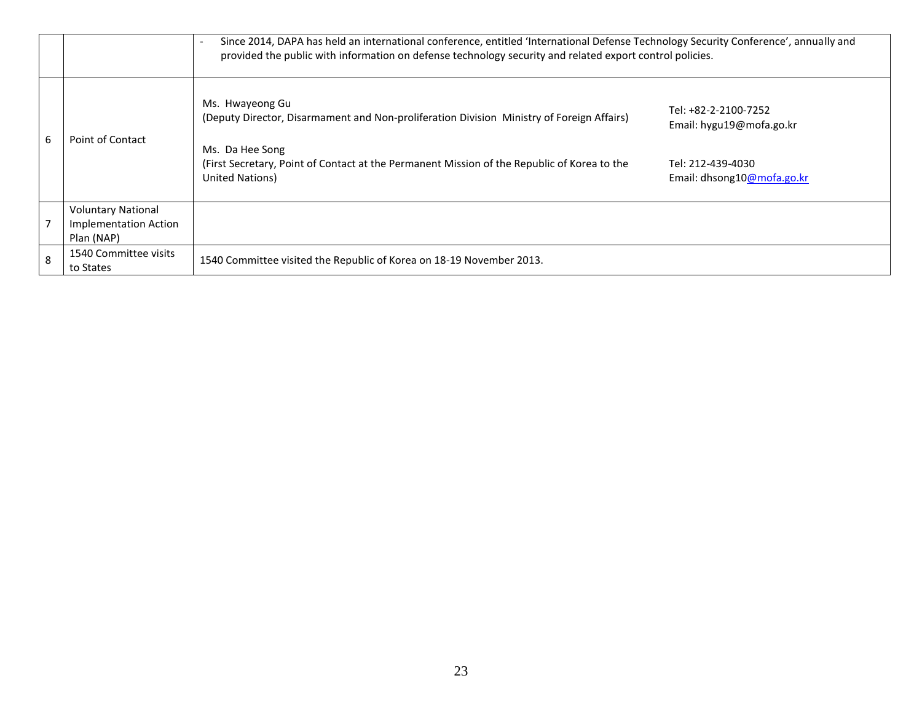| | | | |
|---|---|---|---|
| | | - Since 2014, DAPA has held an international conference, entitled 'International Defense Technology Security Conference', annually and provided the public with information on defense technology security and related export control policies. | |
| 6 | Point of Contact | Ms. Hwayeong Gu<br>(Deputy Director, Disarmament and Non-proliferation Division Ministry of Foreign Affairs)<br><br>Ms. Da Hee Song<br>(First Secretary, Point of Contact at the Permanent Mission of the Republic of Korea to the United Nations) | Tel: +82-2-2100-7252<br>Email: hygu19@mofa.go.kr<br><br>Tel: 212-439-4030<br>Email: dhsong10@mofa.go.kr |
| 7 | Voluntary National Implementation Action Plan (NAP) | | |
| 8 | 1540 Committee visits to States | 1540 Committee visited the Republic of Korea on 18-19 November 2013. | |